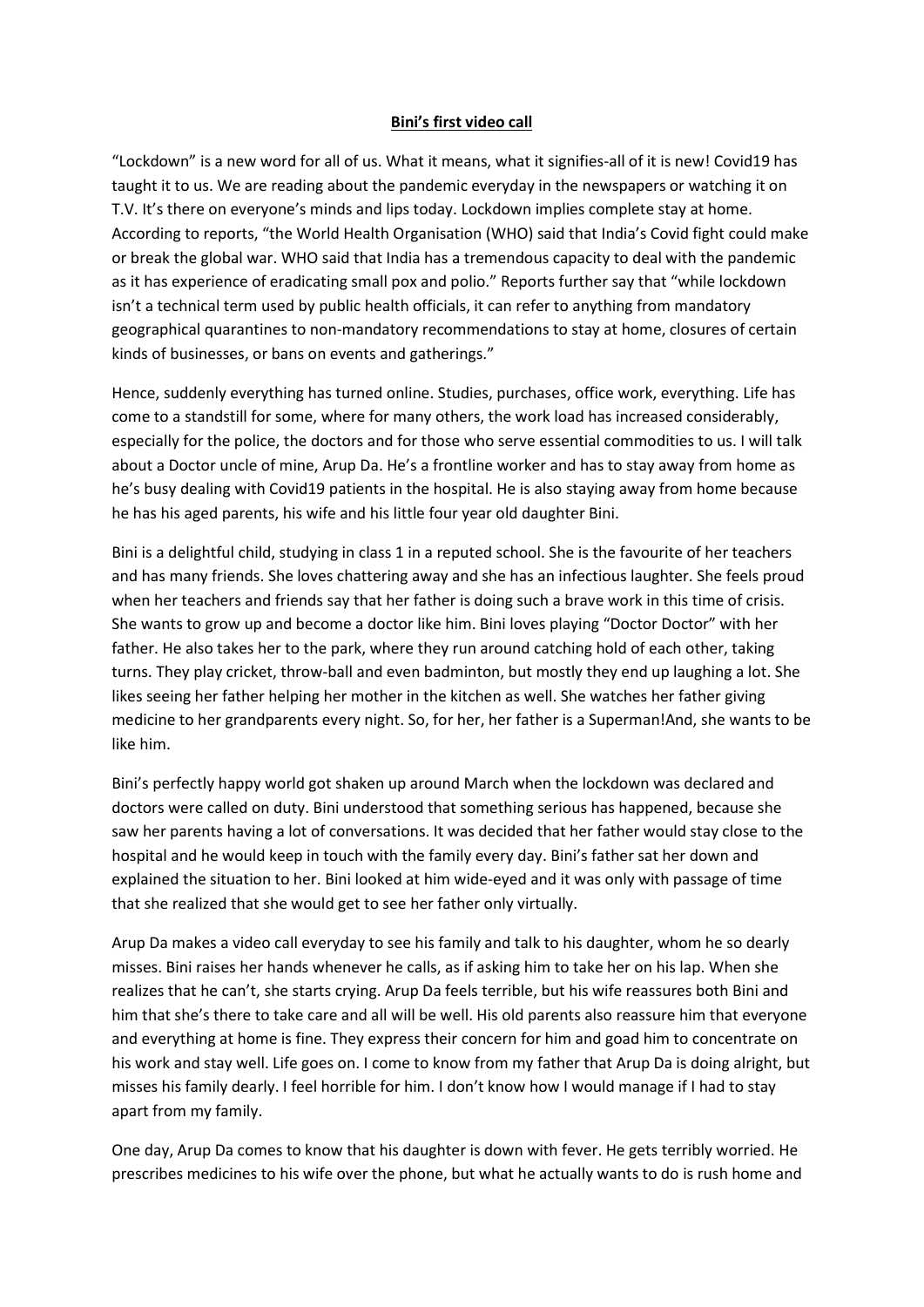# **Bini's first video call**

"Lockdown" is a new word for all of us. What it means, what it signifies-all of it is new! Covid19 has taught it to us. We are reading about the pandemic everyday in the newspapers or watching it on T.V. It's there on everyone's minds and lips today. Lockdown implies complete stay at home. According to reports, "the World Health Organisation (WHO) said that India's Covid fight could make or break the global war. WHO said that India has a tremendous capacity to deal with the pandemic as it has experience of eradicating small pox and polio." Reports further say that "while lockdown isn't a technical term used by public health officials, it can refer to anything from mandatory geographical quarantines to non-mandatory recommendations to stay at home, closures of certain kinds of businesses, or bans on events and gatherings."

Hence, suddenly everything has turned online. Studies, purchases, office work, everything. Life has come to a standstill for some, where for many others, the work load has increased considerably, especially for the police, the doctors and for those who serve essential commodities to us. I will talk about a Doctor uncle of mine, Arup Da. He's a frontline worker and has to stay away from home as he's busy dealing with Covid19 patients in the hospital. He is also staying away from home because he has his aged parents, his wife and his little four year old daughter Bini.

Bini is a delightful child, studying in class 1 in a reputed school. She is the favourite of her teachers and has many friends. She loves chattering away and she has an infectious laughter. She feels proud when her teachers and friends say that her father is doing such a brave work in this time of crisis. She wants to grow up and become a doctor like him. Bini loves playing "Doctor Doctor" with her father. He also takes her to the park, where they run around catching hold of each other, taking turns. They play cricket, throw-ball and even badminton, but mostly they end up laughing a lot. She likes seeing her father helping her mother in the kitchen as well. She watches her father giving medicine to her grandparents every night. So, for her, her father is a Superman!And, she wants to be like him.

Bini's perfectly happy world got shaken up around March when the lockdown was declared and doctors were called on duty. Bini understood that something serious has happened, because she saw her parents having a lot of conversations. It was decided that her father would stay close to the hospital and he would keep in touch with the family every day. Bini's father sat her down and explained the situation to her. Bini looked at him wide-eyed and it was only with passage of time that she realized that she would get to see her father only virtually.

Arup Da makes a video call everyday to see his family and talk to his daughter, whom he so dearly misses. Bini raises her hands whenever he calls, as if asking him to take her on his lap. When she realizes that he can't, she starts crying. Arup Da feels terrible, but his wife reassures both Bini and him that she's there to take care and all will be well. His old parents also reassure him that everyone and everything at home is fine. They express their concern for him and goad him to concentrate on his work and stay well. Life goes on. I come to know from my father that Arup Da is doing alright, but misses his family dearly. I feel horrible for him. I don't know how I would manage if I had to stay apart from my family.

One day, Arup Da comes to know that his daughter is down with fever. He gets terribly worried. He prescribes medicines to his wife over the phone, but what he actually wants to do is rush home and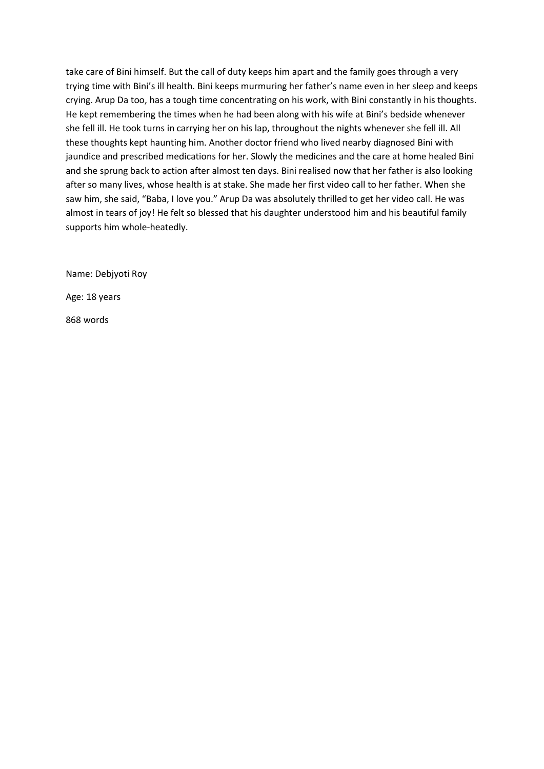take care of Bini himself. But the call of duty keeps him apart and the family goes through a very trying time with Bini's ill health. Bini keeps murmuring her father's name even in her sleep and keeps crying. Arup Da too, has a tough time concentrating on his work, with Bini constantly in his thoughts. He kept remembering the times when he had been along with his wife at Bini's bedside whenever she fell ill. He took turns in carrying her on his lap, throughout the nights whenever she fell ill. All these thoughts kept haunting him. Another doctor friend who lived nearby diagnosed Bini with jaundice and prescribed medications for her. Slowly the medicines and the care at home healed Bini and she sprung back to action after almost ten days. Bini realised now that her father is also looking after so many lives, whose health is at stake. She made her first video call to her father. When she saw him, she said, "Baba, I love you." Arup Da was absolutely thrilled to get her video call. He was almost in tears of joy! He felt so blessed that his daughter understood him and his beautiful family supports him whole-heatedly.

Name: Debjyoti Roy

Age: 18 years

868 words